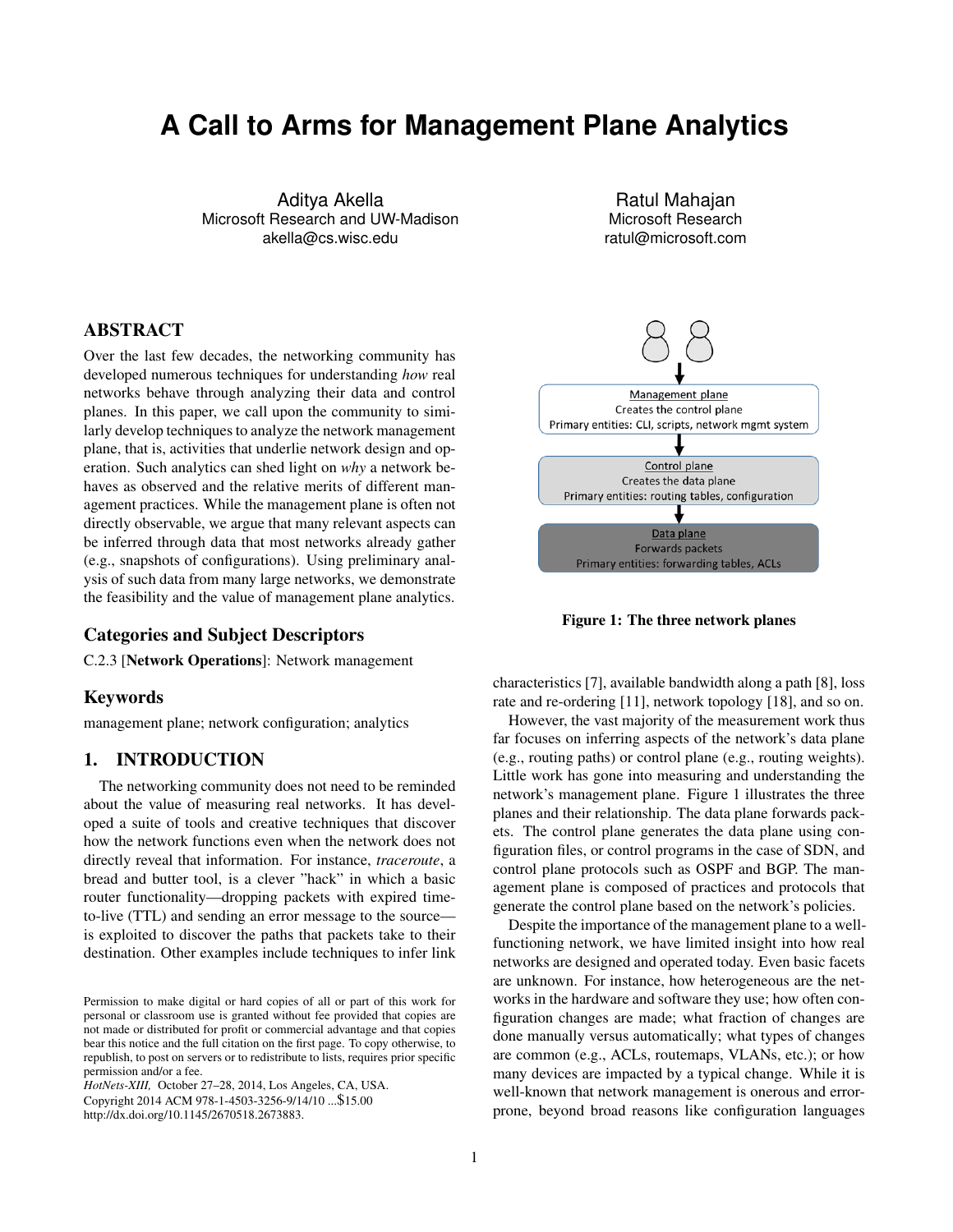# A Call to Arms for Management Plane Analytics

Aditya Akella
Microsoft Research and UW-Madison
akella@cs.wisc.edu

Ratul Mahajan
Microsoft Research
ratul@microsoft.com

## ABSTRACT

Over the last few decades, the networking community has developed numerous techniques for understanding *how* real networks behave through analyzing their data and control planes. In this paper, we call upon the community to similarly develop techniques to analyze the network management plane, that is, activities that underlie network design and operation. Such analytics can shed light on *why* a network behaves as observed and the relative merits of different management practices. While the management plane is often not directly observable, we argue that many relevant aspects can be inferred through data that most networks already gather (e.g., snapshots of configurations). Using preliminary analysis of such data from many large networks, we demonstrate the feasibility and the value of management plane analytics.

## Categories and Subject Descriptors

C.2.3 [**Network Operations**]: Network management

## Keywords

management plane; network configuration; analytics

## 1. INTRODUCTION

The networking community does not need to be reminded about the value of measuring real networks. It has developed a suite of tools and creative techniques that discover how the network functions even when the network does not directly reveal that information. For instance, *traceroute*, a bread and butter tool, is a clever "hack" in which a basic router functionality—dropping packets with expired time-to-live (TTL) and sending an error message to the source—is exploited to discover the paths that packets take to their destination. Other examples include techniques to infer link characteristics [7], available bandwidth along a path [8], loss rate and re-ordering [11], network topology [18], and so on.

Management plane
Creates the control plane
Primary entities: CLI, scripts, network mgmt system

Control plane
Creates the data plane
Primary entities: routing tables, configuration

Data plane
Forwards packets
Primary entities: forwarding tables, ACLs

**Figure 1: The three network planes**

However, the vast majority of the measurement work thus far focuses on inferring aspects of the network's data plane (e.g., routing paths) or control plane (e.g., routing weights). Little work has gone into measuring and understanding the network's management plane. Figure 1 illustrates the three planes and their relationship. The data plane forwards packets. The control plane generates the data plane using configuration files, or control programs in the case of SDN, and control plane protocols such as OSPF and BGP. The management plane is composed of practices and protocols that generate the control plane based on the network's policies.

Despite the importance of the management plane to a well-functioning network, we have limited insight into how real networks are designed and operated today. Even basic facets are unknown. For instance, how heterogeneous are the networks in the hardware and software they use; how often configuration changes are made; what fraction of changes are done manually versus automatically; what types of changes are common (e.g., ACLs, routemaps, VLANs, etc.); or how many devices are impacted by a typical change. While it is well-known that network management is onerous and error-prone, beyond broad reasons like configuration languages

Permission to make digital or hard copies of all or part of this work for personal or classroom use is granted without fee provided that copies are not made or distributed for profit or commercial advantage and that copies bear this notice and the full citation on the first page. To copy otherwise, to republish, to post on servers or to redistribute to lists, requires prior specific permission and/or a fee.
*HotNets-XIII,* October 27–28, 2014, Los Angeles, CA, USA.
Copyright 2014 ACM 978-1-4503-3256-9/14/10 ...$15.00
http://dx.doi.org/10.1145/2670518.2673883.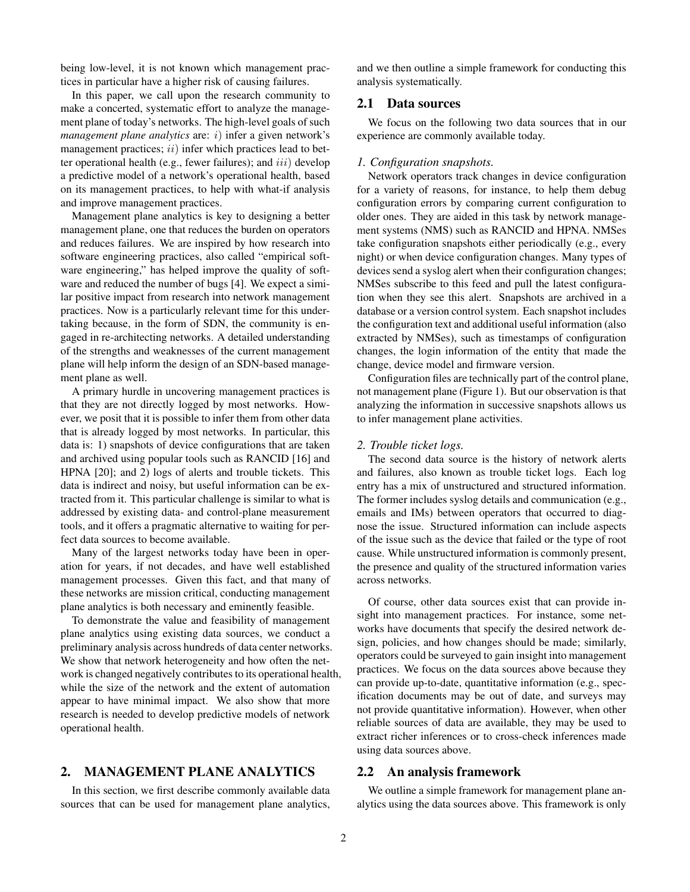being low-level, it is not known which management practices in particular have a higher risk of causing failures.

In this paper, we call upon the research community to make a concerted, systematic effort to analyze the management plane of today's networks. The high-level goals of such *management plane analytics* are: $i$) infer a given network's management practices; $ii$) infer which practices lead to better operational health (e.g., fewer failures); and $iii$) develop a predictive model of a network's operational health, based on its management practices, to help with what-if analysis and improve management practices.

Management plane analytics is key to designing a better management plane, one that reduces the burden on operators and reduces failures. We are inspired by how research into software engineering practices, also called "empirical software engineering," has helped improve the quality of software and reduced the number of bugs [4]. We expect a similar positive impact from research into network management practices. Now is a particularly relevant time for this undertaking because, in the form of SDN, the community is engaged in re-architecting networks. A detailed understanding of the strengths and weaknesses of the current management plane will help inform the design of an SDN-based management plane as well.

A primary hurdle in uncovering management practices is that they are not directly logged by most networks. However, we posit that it is possible to infer them from other data that is already logged by most networks. In particular, this data is: 1) snapshots of device configurations that are taken and archived using popular tools such as RANCID [16] and HPNA [20]; and 2) logs of alerts and trouble tickets. This data is indirect and noisy, but useful information can be extracted from it. This particular challenge is similar to what is addressed by existing data- and control-plane measurement tools, and it offers a pragmatic alternative to waiting for perfect data sources to become available.

Many of the largest networks today have been in operation for years, if not decades, and have well established management processes. Given this fact, and that many of these networks are mission critical, conducting management plane analytics is both necessary and eminently feasible.

To demonstrate the value and feasibility of management plane analytics using existing data sources, we conduct a preliminary analysis across hundreds of data center networks. We show that network heterogeneity and how often the network is changed negatively contributes to its operational health, while the size of the network and the extent of automation appear to have minimal impact. We also show that more research is needed to develop predictive models of network operational health.

## 2. MANAGEMENT PLANE ANALYTICS

In this section, we first describe commonly available data sources that can be used for management plane analytics, and we then outline a simple framework for conducting this analysis systematically.

### 2.1 Data sources

We focus on the following two data sources that in our experience are commonly available today.

*1. Configuration snapshots.*

Network operators track changes in device configuration for a variety of reasons, for instance, to help them debug configuration errors by comparing current configuration to older ones. They are aided in this task by network management systems (NMS) such as RANCID and HPNA. NMSes take configuration snapshots either periodically (e.g., every night) or when device configuration changes. Many types of devices send a syslog alert when their configuration changes; NMSes subscribe to this feed and pull the latest configuration when they see this alert. Snapshots are archived in a database or a version control system. Each snapshot includes the configuration text and additional useful information (also extracted by NMSes), such as timestamps of configuration changes, the login information of the entity that made the change, device model and firmware version.

Configuration files are technically part of the control plane, not management plane (Figure 1). But our observation is that analyzing the information in successive snapshots allows us to infer management plane activities.

*2. Trouble ticket logs.*

The second data source is the history of network alerts and failures, also known as trouble ticket logs. Each log entry has a mix of unstructured and structured information. The former includes syslog details and communication (e.g., emails and IMs) between operators that occurred to diagnose the issue. Structured information can include aspects of the issue such as the device that failed or the type of root cause. While unstructured information is commonly present, the presence and quality of the structured information varies across networks.

Of course, other data sources exist that can provide insight into management practices. For instance, some networks have documents that specify the desired network design, policies, and how changes should be made; similarly, operators could be surveyed to gain insight into management practices. We focus on the data sources above because they can provide up-to-date, quantitative information (e.g., specification documents may be out of date, and surveys may not provide quantitative information). However, when other reliable sources of data are available, they may be used to extract richer inferences or to cross-check inferences made using data sources above.

### 2.2 An analysis framework

We outline a simple framework for management plane analytics using the data sources above. This framework is only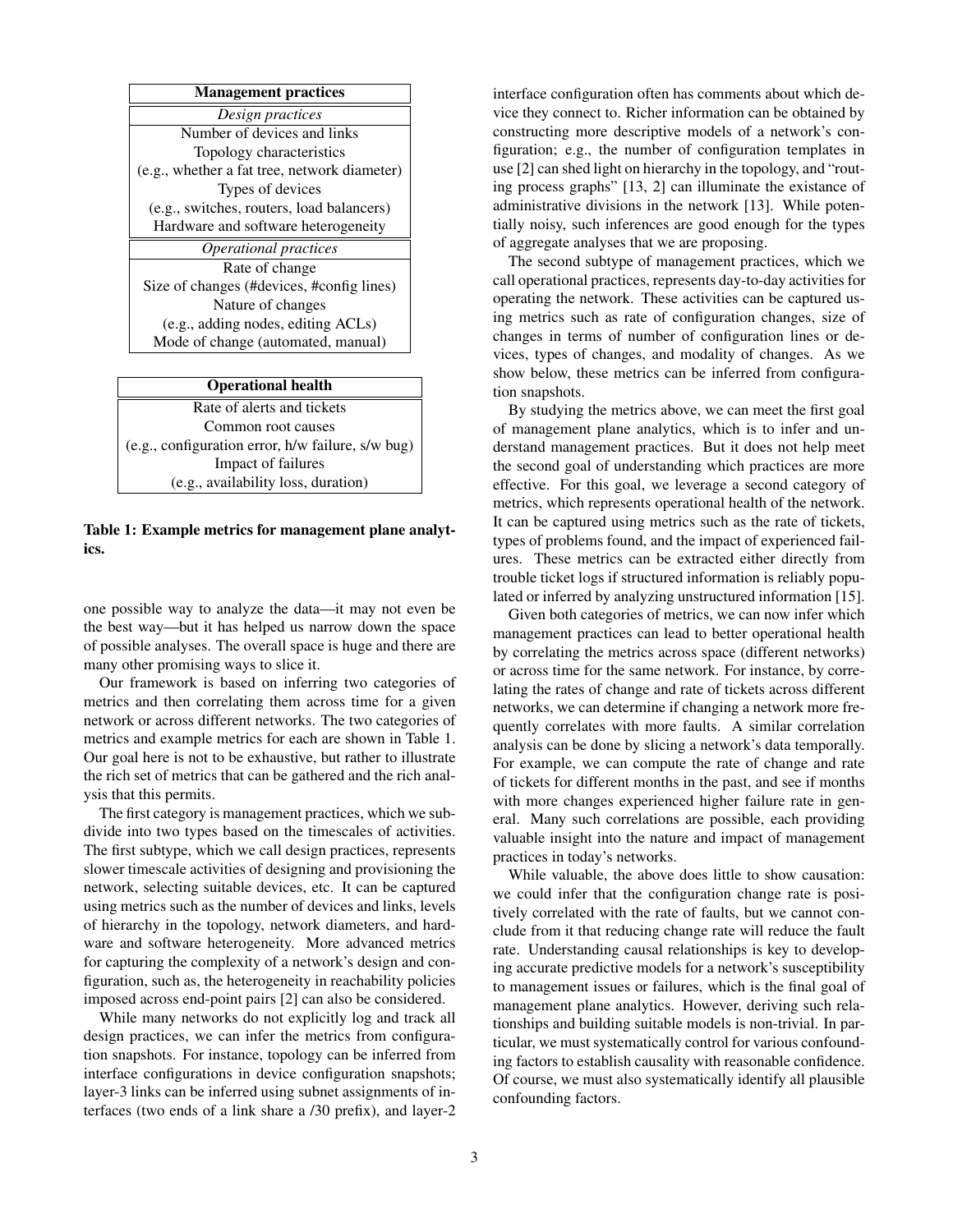| Management practices |
| --- |
| *Design practices* |
| Number of devices and links |
| Topology characteristics (e.g., whether a fat tree, network diameter) |
| Types of devices (e.g., switches, routers, load balancers) |
| Hardware and software heterogeneity |
| *Operational practices* |
| Rate of change |
| Size of changes (#devices, #config lines) |
| Nature of changes (e.g., adding nodes, editing ACLs) |
| Mode of change (automated, manual) |

| Operational health |
| --- |
| Rate of alerts and tickets |
| Common root causes (e.g., configuration error, h/w failure, s/w bug) |
| Impact of failures (e.g., availability loss, duration) |

**Table 1: Example metrics for management plane analytics.**

one possible way to analyze the data—it may not even be the best way—but it has helped us narrow down the space of possible analyses. The overall space is huge and there are many other promising ways to slice it.

Our framework is based on inferring two categories of metrics and then correlating them across time for a given network or across different networks. The two categories of metrics and example metrics for each are shown in Table 1. Our goal here is not to be exhaustive, but rather to illustrate the rich set of metrics that can be gathered and the rich analysis that this permits.

The first category is management practices, which we subdivide into two types based on the timescales of activities. The first subtype, which we call design practices, represents slower timescale activities of designing and provisioning the network, selecting suitable devices, etc. It can be captured using metrics such as the number of devices and links, levels of hierarchy in the topology, network diameters, and hardware and software heterogeneity. More advanced metrics for capturing the complexity of a network's design and configuration, such as, the heterogeneity in reachability policies imposed across end-point pairs [2] can also be considered.

While many networks do not explicitly log and track all design practices, we can infer the metrics from configuration snapshots. For instance, topology can be inferred from interface configurations in device configuration snapshots; layer-3 links can be inferred using subnet assignments of interfaces (two ends of a link share a /30 prefix), and layer-2 interface configuration often has comments about which device they connect to. Richer information can be obtained by constructing more descriptive models of a network's configuration; e.g., the number of configuration templates in use [2] can shed light on hierarchy in the topology, and "routing process graphs" [13, 2] can illuminate the existance of administrative divisions in the network [13]. While potentially noisy, such inferences are good enough for the types of aggregate analyses that we are proposing.

The second subtype of management practices, which we call operational practices, represents day-to-day activities for operating the network. These activities can be captured using metrics such as rate of configuration changes, size of changes in terms of number of configuration lines or devices, types of changes, and modality of changes. As we show below, these metrics can be inferred from configuration snapshots.

By studying the metrics above, we can meet the first goal of management plane analytics, which is to infer and understand management practices. But it does not help meet the second goal of understanding which practices are more effective. For this goal, we leverage a second category of metrics, which represents operational health of the network. It can be captured using metrics such as the rate of tickets, types of problems found, and the impact of experienced failures. These metrics can be extracted either directly from trouble ticket logs if structured information is reliably populated or inferred by analyzing unstructured information [15].

Given both categories of metrics, we can now infer which management practices can lead to better operational health by correlating the metrics across space (different networks) or across time for the same network. For instance, by correlating the rates of change and rate of tickets across different networks, we can determine if changing a network more frequently correlates with more faults. A similar correlation analysis can be done by slicing a network's data temporally. For example, we can compute the rate of change and rate of tickets for different months in the past, and see if months with more changes experienced higher failure rate in general. Many such correlations are possible, each providing valuable insight into the nature and impact of management practices in today's networks.

While valuable, the above does little to show causation: we could infer that the configuration change rate is positively correlated with the rate of faults, but we cannot conclude from it that reducing change rate will reduce the fault rate. Understanding causal relationships is key to developing accurate predictive models for a network's susceptibility to management issues or failures, which is the final goal of management plane analytics. However, deriving such relationships and building suitable models is non-trivial. In particular, we must systematically control for various confounding factors to establish causality with reasonable confidence. Of course, we must also systematically identify all plausible confounding factors.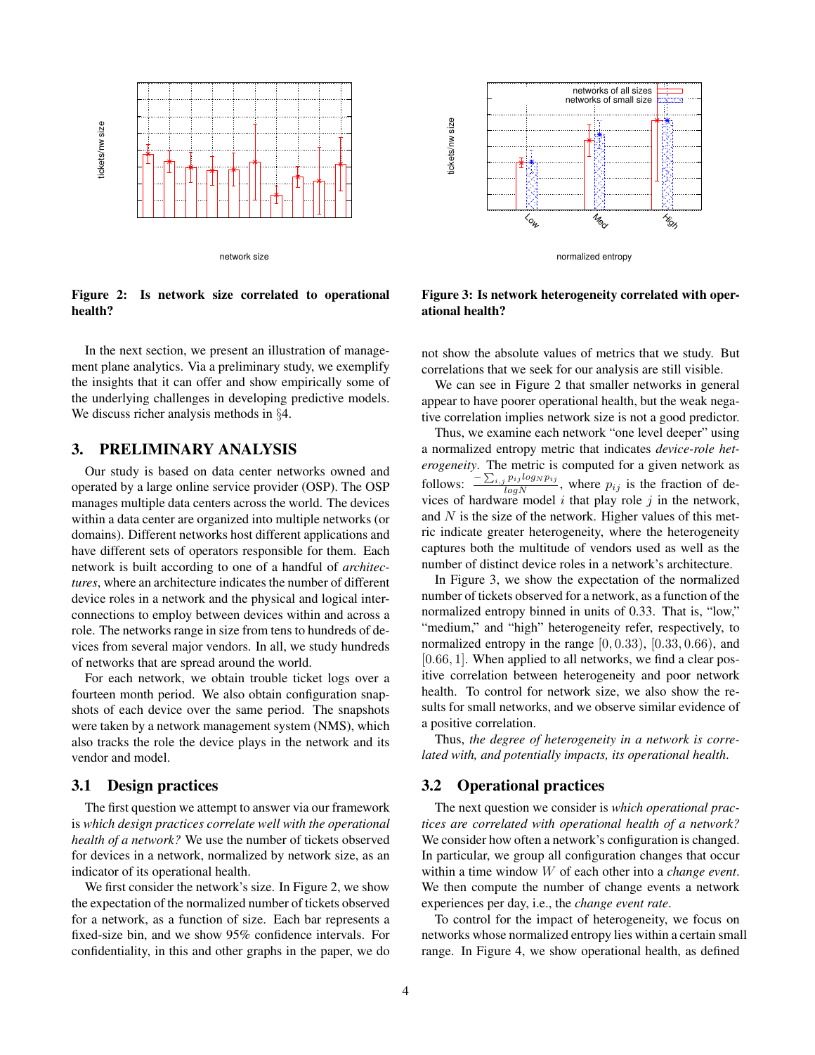Figure 2: Is network size correlated to operational health?

Figure 3: Is network heterogeneity correlated with operational health?

In the next section, we present an illustration of management plane analytics. Via a preliminary study, we exemplify the insights that it can offer and show empirically some of the underlying challenges in developing predictive models. We discuss richer analysis methods in §4.

## 3. PRELIMINARY ANALYSIS

Our study is based on data center networks owned and operated by a large online service provider (OSP). The OSP manages multiple data centers across the world. The devices within a data center are organized into multiple networks (or domains). Different networks host different applications and have different sets of operators responsible for them. Each network is built according to one of a handful of *architectures*, where an architecture indicates the number of different device roles in a network and the physical and logical interconnections to employ between devices within and across a role. The networks range in size from tens to hundreds of devices from several major vendors. In all, we study hundreds of networks that are spread around the world.

For each network, we obtain trouble ticket logs over a fourteen month period. We also obtain configuration snapshots of each device over the same period. The snapshots were taken by a network management system (NMS), which also tracks the role the device plays in the network and its vendor and model.

### 3.1 Design practices

The first question we attempt to answer via our framework is *which design practices correlate well with the operational health of a network?* We use the number of tickets observed for devices in a network, normalized by network size, as an indicator of its operational health.

We first consider the network's size. In Figure 2, we show the expectation of the normalized number of tickets observed for a network, as a function of size. Each bar represents a fixed-size bin, and we show 95% confidence intervals. For confidentiality, in this and other graphs in the paper, we do not show the absolute values of metrics that we study. But correlations that we seek for our analysis are still visible.

We can see in Figure 2 that smaller networks in general appear to have poorer operational health, but the weak negative correlation implies network size is not a good predictor.

Thus, we examine each network "one level deeper" using a normalized entropy metric that indicates *device-role heterogeneity*. The metric is computed for a given network as follows: $\frac{-\sum_{i,j} p_{ij} log_N p_{ij}}{logN}$, where $p_{ij}$ is the fraction of devices of hardware model $i$ that play role $j$ in the network, and $N$ is the size of the network. Higher values of this metric indicate greater heterogeneity, where the heterogeneity captures both the multitude of vendors used as well as the number of distinct device roles in a network's architecture.

In Figure 3, we show the expectation of the normalized number of tickets observed for a network, as a function of the normalized entropy binned in units of 0.33. That is, "low," "medium," and "high" heterogeneity refer, respectively, to normalized entropy in the range $[0, 0.33)$, $[0.33, 0.66)$, and $[0.66, 1]$. When applied to all networks, we find a clear positive correlation between heterogeneity and poor network health. To control for network size, we also show the results for small networks, and we observe similar evidence of a positive correlation.

Thus, *the degree of heterogeneity in a network is correlated with, and potentially impacts, its operational health.*

### 3.2 Operational practices

The next question we consider is *which operational practices are correlated with operational health of a network?* We consider how often a network's configuration is changed. In particular, we group all configuration changes that occur within a time window $W$ of each other into a *change event*. We then compute the number of change events a network experiences per day, i.e., the *change event rate*.

To control for the impact of heterogeneity, we focus on networks whose normalized entropy lies within a certain small range. In Figure 4, we show operational health, as defined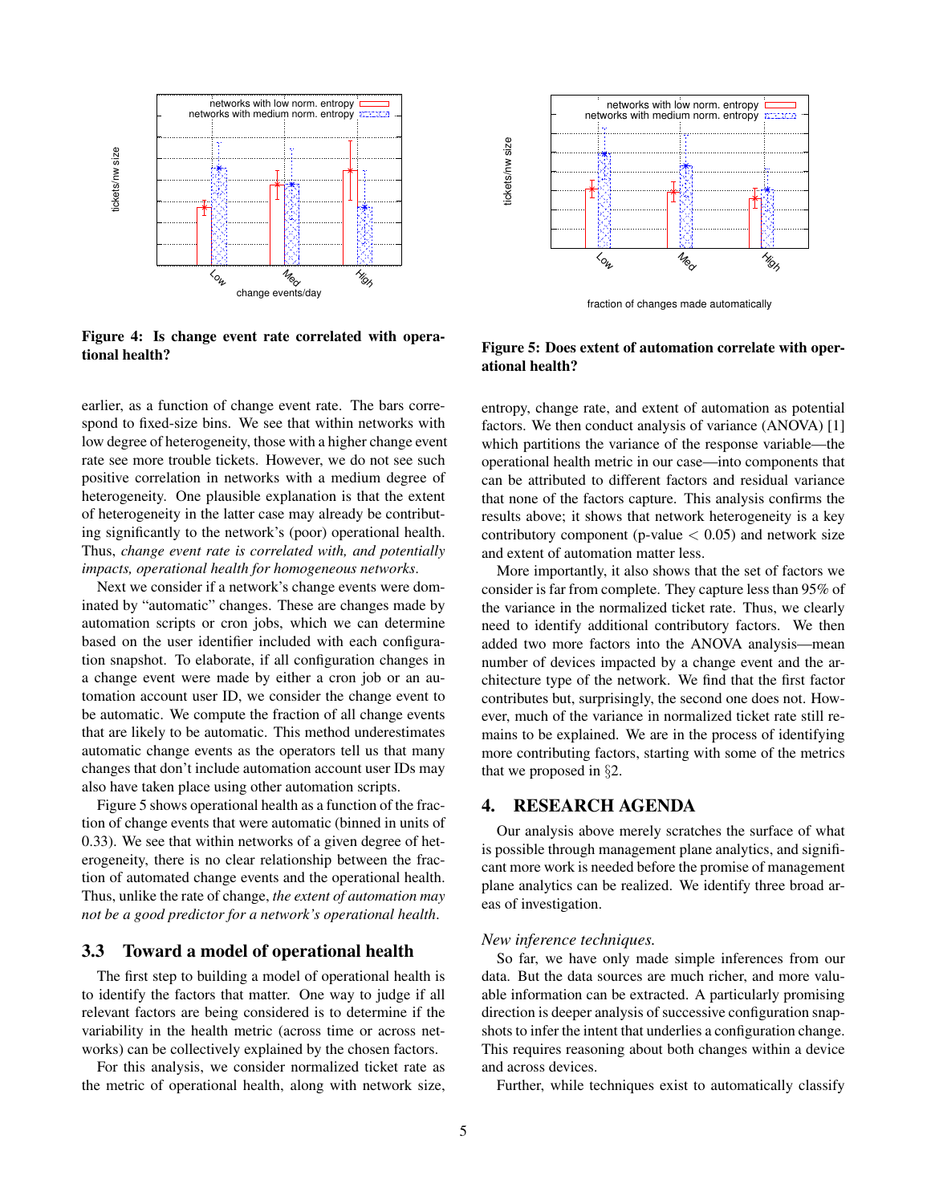**Figure 4: Is change event rate correlated with operational health?**

**Figure 5: Does extent of automation correlate with operational health?**

earlier, as a function of change event rate. The bars correspond to fixed-size bins. We see that within networks with low degree of heterogeneity, those with a higher change event rate see more trouble tickets. However, we do not see such positive correlation in networks with a medium degree of heterogeneity. One plausible explanation is that the extent of heterogeneity in the latter case may already be contributing significantly to the network's (poor) operational health. Thus, *change event rate is correlated with, and potentially impacts, operational health for homogeneous networks*.

Next we consider if a network's change events were dominated by "automatic" changes. These are changes made by automation scripts or cron jobs, which we can determine based on the user identifier included with each configuration snapshot. To elaborate, if all configuration changes in a change event were made by either a cron job or an automation account user ID, we consider the change event to be automatic. We compute the fraction of all change events that are likely to be automatic. This method underestimates automatic change events as the operators tell us that many changes that don't include automation account user IDs may also have taken place using other automation scripts.

Figure 5 shows operational health as a function of the fraction of change events that were automatic (binned in units of 0.33). We see that within networks of a given degree of heterogeneity, there is no clear relationship between the fraction of automated change events and the operational health. Thus, unlike the rate of change, *the extent of automation may not be a good predictor for a network's operational health*.

### 3.3 Toward a model of operational health

The first step to building a model of operational health is to identify the factors that matter. One way to judge if all relevant factors are being considered is to determine if the variability in the health metric (across time or across networks) can be collectively explained by the chosen factors.

For this analysis, we consider normalized ticket rate as the metric of operational health, along with network size, entropy, change rate, and extent of automation as potential factors. We then conduct analysis of variance (ANOVA) [1] which partitions the variance of the response variable—the operational health metric in our case—into components that can be attributed to different factors and residual variance that none of the factors capture. This analysis confirms the results above; it shows that network heterogeneity is a key contributory component (p-value $< 0.05$) and network size and extent of automation matter less.

More importantly, it also shows that the set of factors we consider is far from complete. They capture less than 95% of the variance in the normalized ticket rate. Thus, we clearly need to identify additional contributory factors. We then added two more factors into the ANOVA analysis—mean number of devices impacted by a change event and the architecture type of the network. We find that the first factor contributes but, surprisingly, the second one does not. However, much of the variance in normalized ticket rate still remains to be explained. We are in the process of identifying more contributing factors, starting with some of the metrics that we proposed in §2.

## 4. RESEARCH AGENDA

Our analysis above merely scratches the surface of what is possible through management plane analytics, and significant more work is needed before the promise of management plane analytics can be realized. We identify three broad areas of investigation.

*New inference techniques.*

So far, we have only made simple inferences from our data. But the data sources are much richer, and more valuable information can be extracted. A particularly promising direction is deeper analysis of successive configuration snapshots to infer the intent that underlies a configuration change. This requires reasoning about both changes within a device and across devices.

Further, while techniques exist to automatically classify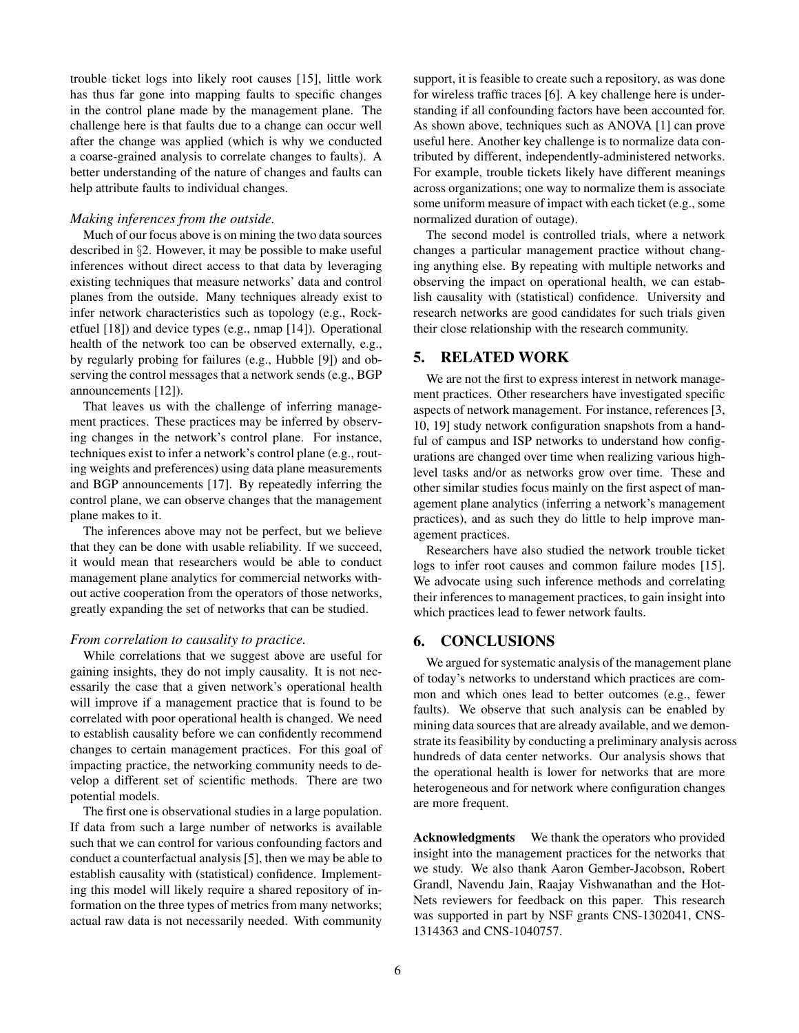trouble ticket logs into likely root causes [15], little work has thus far gone into mapping faults to specific changes in the control plane made by the management plane. The challenge here is that faults due to a change can occur well after the change was applied (which is why we conducted a coarse-grained analysis to correlate changes to faults). A better understanding of the nature of changes and faults can help attribute faults to individual changes.

*Making inferences from the outside.*

Much of our focus above is on mining the two data sources described in §2. However, it may be possible to make useful inferences without direct access to that data by leveraging existing techniques that measure networks' data and control planes from the outside. Many techniques already exist to infer network characteristics such as topology (e.g., Rocketfuel [18]) and device types (e.g., nmap [14]). Operational health of the network too can be observed externally, e.g., by regularly probing for failures (e.g., Hubble [9]) and observing the control messages that a network sends (e.g., BGP announcements [12]).

That leaves us with the challenge of inferring management practices. These practices may be inferred by observing changes in the network's control plane. For instance, techniques exist to infer a network's control plane (e.g., routing weights and preferences) using data plane measurements and BGP announcements [17]. By repeatedly inferring the control plane, we can observe changes that the management plane makes to it.

The inferences above may not be perfect, but we believe that they can be done with usable reliability. If we succeed, it would mean that researchers would be able to conduct management plane analytics for commercial networks without active cooperation from the operators of those networks, greatly expanding the set of networks that can be studied.

*From correlation to causality to practice.*

While correlations that we suggest above are useful for gaining insights, they do not imply causality. It is not necessarily the case that a given network's operational health will improve if a management practice that is found to be correlated with poor operational health is changed. We need to establish causality before we can confidently recommend changes to certain management practices. For this goal of impacting practice, the networking community needs to develop a different set of scientific methods. There are two potential models.

The first one is observational studies in a large population. If data from such a large number of networks is available such that we can control for various confounding factors and conduct a counterfactual analysis [5], then we may be able to establish causality with (statistical) confidence. Implementing this model will likely require a shared repository of information on the three types of metrics from many networks; actual raw data is not necessarily needed. With community support, it is feasible to create such a repository, as was done for wireless traffic traces [6]. A key challenge here is understanding if all confounding factors have been accounted for. As shown above, techniques such as ANOVA [1] can prove useful here. Another key challenge is to normalize data contributed by different, independently-administered networks. For example, trouble tickets likely have different meanings across organizations; one way to normalize them is associate some uniform measure of impact with each ticket (e.g., some normalized duration of outage).

The second model is controlled trials, where a network changes a particular management practice without changing anything else. By repeating with multiple networks and observing the impact on operational health, we can establish causality with (statistical) confidence. University and research networks are good candidates for such trials given their close relationship with the research community.

## 5. RELATED WORK

We are not the first to express interest in network management practices. Other researchers have investigated specific aspects of network management. For instance, references [3, 10, 19] study network configuration snapshots from a handful of campus and ISP networks to understand how configurations are changed over time when realizing various high-level tasks and/or as networks grow over time. These and other similar studies focus mainly on the first aspect of management plane analytics (inferring a network's management practices), and as such they do little to help improve management practices.

Researchers have also studied the network trouble ticket logs to infer root causes and common failure modes [15]. We advocate using such inference methods and correlating their inferences to management practices, to gain insight into which practices lead to fewer network faults.

## 6. CONCLUSIONS

We argued for systematic analysis of the management plane of today's networks to understand which practices are common and which ones lead to better outcomes (e.g., fewer faults). We observe that such analysis can be enabled by mining data sources that are already available, and we demonstrate its feasibility by conducting a preliminary analysis across hundreds of data center networks. Our analysis shows that the operational health is lower for networks that are more heterogeneous and for network where configuration changes are more frequent.

**Acknowledgments** We thank the operators who provided insight into the management practices for the networks that we study. We also thank Aaron Gember-Jacobson, Robert Grandl, Navendu Jain, Raajay Vishwanathan and the HotNets reviewers for feedback on this paper. This research was supported in part by NSF grants CNS-1302041, CNS-1314363 and CNS-1040757.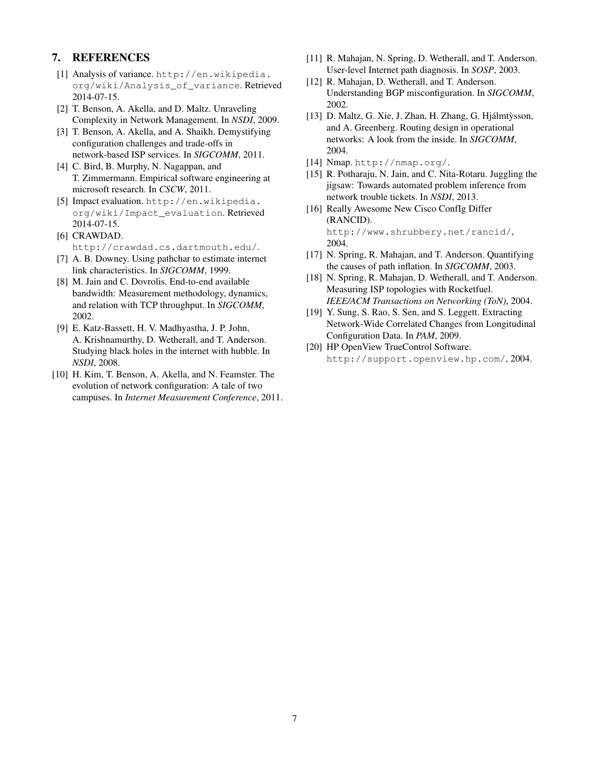## 7. REFERENCES

[1] Analysis of variance. http://en.wikipedia.org/wiki/Analysis_of_variance. Retrieved 2014-07-15.

[2] T. Benson, A. Akella, and D. Maltz. Unraveling Complexity in Network Management. In *NSDI*, 2009.

[3] T. Benson, A. Akella, and A. Shaikh. Demystifying configuration challenges and trade-offs in network-based ISP services. In *SIGCOMM*, 2011.

[4] C. Bird, B. Murphy, N. Nagappan, and T. Zimmermann. Empirical software engineering at microsoft research. In *CSCW*, 2011.

[5] Impact evaluation. http://en.wikipedia.org/wiki/Impact_evaluation. Retrieved 2014-07-15.

[6] CRAWDAD. http://crawdad.cs.dartmouth.edu/.

[7] A. B. Downey. Using pathchar to estimate internet link characteristics. In *SIGCOMM*, 1999.

[8] M. Jain and C. Dovrolis. End-to-end available bandwidth: Measurement methodology, dynamics, and relation with TCP throughput. In *SIGCOMM*, 2002.

[9] E. Katz-Bassett, H. V. Madhyastha, J. P. John, A. Krishnamurthy, D. Wetherall, and T. Anderson. Studying black holes in the internet with hubble. In *NSDI*, 2008.

[10] H. Kim, T. Benson, A. Akella, and N. Feamster. The evolution of network configuration: A tale of two campuses. In *Internet Measurement Conference*, 2011.

[11] R. Mahajan, N. Spring, D. Wetherall, and T. Anderson. User-level Internet path diagnosis. In *SOSP*, 2003.

[12] R. Mahajan, D. Wetherall, and T. Anderson. Understanding BGP misconfiguration. In *SIGCOMM*, 2002.

[13] D. Maltz, G. Xie, J. Zhan, H. Zhang, G. Hjálmtỳsson, and A. Greenberg. Routing design in operational networks: A look from the inside. In *SIGCOMM*, 2004.

[14] Nmap. http://nmap.org/.

[15] R. Potharaju, N. Jain, and C. Nita-Rotaru. Juggling the jigsaw: Towards automated problem inference from network trouble tickets. In *NSDI*, 2013.

[16] Really Awesome New Cisco ConfIg Differ (RANCID). http://www.shrubbery.net/rancid/, 2004.

[17] N. Spring, R. Mahajan, and T. Anderson. Quantifying the causes of path inflation. In *SIGCOMM*, 2003.

[18] N. Spring, R. Mahajan, D. Wetherall, and T. Anderson. Measuring ISP topologies with Rocketfuel. *IEEE/ACM Transactions on Networking (ToN)*, 2004.

[19] Y. Sung, S. Rao, S. Sen, and S. Leggett. Extracting Network-Wide Correlated Changes from Longitudinal Configuration Data. In *PAM*, 2009.

[20] HP OpenView TrueControl Software. http://support.openview.hp.com/, 2004.